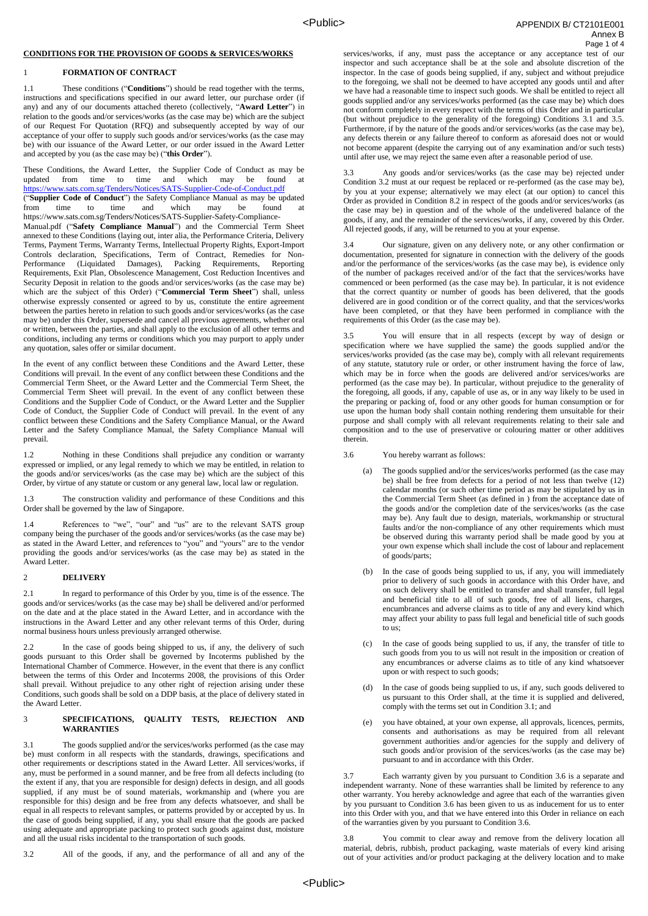## CONDITIONS FOR THE PROVISION OF GOODS & SERVICES/WORKS

### 1 FORMATION OF CONTRACT

1.1 These conditions ("**Conditions**") should be read together with the terms, instructions and specifications specified in our award letter, our purchase order (if any) and any of our documents attached thereto (collectively, "**Award Letter**") in relation to the goods and/or services/works (as the case may be) which are the subject of our Request For Quotation (RFQ) and subsequently accepted by way of our acceptance of your offer to supply such goods and/or services/works (as the case may be) with our issuance of the Award Letter, or our order issued in the Award Letter and accepted by you (as the case may be) ("**this Order**").

These Conditions, the Award Letter, the Supplier Code of Conduct as may be updated from time to time and which may be found at https://www.sats.com.sg/Tenders/Notices/SATS-Supplier-Code-of-Conduct.pdf ("**Supplier Code of Conduct**") the Safety Compliance Manual as may be updated from time to time and which may be found at https://www.sats.com.sg/Tenders/Notices/SATS-Supplier-Safety-Compliance-Manual.pdf ("**Safety Compliance Manual**") and the Commercial Term Sheet annexed to these Conditions (laying out, inter alia, the Performance Criteria, Delivery Terms, Payment Terms, Warranty Terms, Intellectual Property Rights, Export-Import Controls declaration, Specifications, Term of Contract, Remedies for Non-Performance (Liquidated Damages), Packing Requirements, Reporting Requirements, Exit Plan, Obsolescence Management, Cost Reduction Incentives and Security Deposit in relation to the goods and/or services/works (as the case may be) which are the subject of this Order) ("**Commercial Term Sheet**") shall, unless otherwise expressly consented or agreed to by us, constitute the entire agreement between the parties hereto in relation to such goods and/or services/works (as the case may be) under this Order, supersede and cancel all previous agreements, whether oral or written, between the parties, and shall apply to the exclusion of all other terms and conditions, including any terms or conditions which you may purport to apply under any quotation, sales offer or similar document.

In the event of any conflict between these Conditions and the Award Letter, these Conditions will prevail. In the event of any conflict between these Conditions and the Commercial Term Sheet, or the Award Letter and the Commercial Term Sheet, the Commercial Term Sheet will prevail. In the event of any conflict between these Conditions and the Supplier Code of Conduct, or the Award Letter and the Supplier Code of Conduct, the Supplier Code of Conduct will prevail. In the event of any conflict between these Conditions and the Safety Compliance Manual, or the Award Letter and the Safety Compliance Manual, the Safety Compliance Manual will prevail.

1.2 Nothing in these Conditions shall prejudice any condition or warranty expressed or implied, or any legal remedy to which we may be entitled, in relation to the goods and/or services/works (as the case may be) which are the subject of this Order, by virtue of any statute or custom or any general law, local law or regulation.

1.3 The construction validity and performance of these Conditions and this Order shall be governed by the law of Singapore.

1.4 References to "we", "our" and "us" are to the relevant SATS group company being the purchaser of the goods and/or services/works (as the case may be) as stated in the Award Letter, and references to "you" and "yours" are to the vendor providing the goods and/or services/works (as the case may be) as stated in the Award Letter.

### 2 DELIVERY

2.1 In regard to performance of this Order by you, time is of the essence. The goods and/or services/works (as the case may be) shall be delivered and/or performed on the date and at the place stated in the Award Letter, and in accordance with the instructions in the Award Letter and any other relevant terms of this Order, during normal business hours unless previously arranged otherwise.

2.2 In the case of goods being shipped to us, if any, the delivery of such goods pursuant to this Order shall be governed by Incoterms published by the International Chamber of Commerce. However, in the event that there is any conflict between the terms of this Order and Incoterms 2008, the provisions of this Order shall prevail. Without prejudice to any other right of rejection arising under these Conditions, such goods shall be sold on a DDP basis, at the place of delivery stated in the Award Letter.

### 3 SPECIFICATIONS, QUALITY TESTS, REJECTION AND WARRANTIES

3.1 The goods supplied and/or the services/works performed (as the case may be) must conform in all respects with the standards, drawings, specifications and other requirements or descriptions stated in the Award Letter. All services/works, if any, must be performed in a sound manner, and be free from all defects including (to the extent if any, that you are responsible for design) defects in design, and all goods supplied, if any must be of sound materials, workmanship and (where you are responsible for this) design and be free from any defects whatsoever, and shall be equal in all respects to relevant samples, or patterns provided by or accepted by us. In the case of goods being supplied, if any, you shall ensure that the goods are packed using adequate and appropriate packing to protect such goods against dust, moisture and all the usual risks incidental to the transportation of such goods.

3.2 All of the goods, if any, and the performance of all and any of the services/works, if any, must pass the acceptance or any acceptance test of our inspector and such acceptance shall be at the sole and absolute discretion of the inspector. In the case of goods being supplied, if any, subject and without prejudice to the foregoing, we shall not be deemed to have accepted any goods until and after we have had a reasonable time to inspect such goods. We shall be entitled to reject all goods supplied and/or any services/works performed (as the case may be) which does not conform completely in every respect with the terms of this Order and in particular (but without prejudice to the generality of the foregoing) Conditions 3.1 and 3.5. Furthermore, if by the nature of the goods and/or services/works (as the case may be), any defects therein or any failure thereof to conform as aforesaid does not or would not become apparent (despite the carrying out of any examination and/or such tests) until after use, we may reject the same even after a reasonable period of use.

3.3 Any goods and/or services/works (as the case may be) rejected under Condition 3.2 must at our request be replaced or re-performed (as the case may be), by you at your expense; alternatively we may elect (at our option) to cancel this Order as provided in Condition 8.2 in respect of the goods and/or services/works (as the case may be) in question and of the whole of the undelivered balance of the goods, if any, and the remainder of the services/works, if any, covered by this Order. All rejected goods, if any, will be returned to you at your expense.

3.4 Our signature, given on any delivery note, or any other confirmation or documentation, presented for signature in connection with the delivery of the goods and/or the performance of the services/works (as the case may be), is evidence only of the number of packages received and/or of the fact that the services/works have commenced or been performed (as the case may be). In particular, it is not evidence that the correct quantity or number of goods has been delivered, that the goods delivered are in good condition or of the correct quality, and that the services/works have been completed, or that they have been performed in compliance with the requirements of this Order (as the case may be).

3.5 You will ensure that in all respects (except by way of design or specification where we have supplied the same) the goods supplied and/or the services/works provided (as the case may be), comply with all relevant requirements of any statute, statutory rule or order, or other instrument having the force of law, which may be in force when the goods are delivered and/or services/works are performed (as the case may be). In particular, without prejudice to the generality of the foregoing, all goods, if any, capable of use as, or in any way likely to be used in the preparing or packing of, food or any other goods for human consumption or for use upon the human body shall contain nothing rendering them unsuitable for their purpose and shall comply with all relevant requirements relating to their sale and composition and to the use of preservative or colouring matter or other additives therein.

3.6 You hereby warrant as follows:

(a) The goods supplied and/or the services/works performed (as the case may be) shall be free from defects for a period of not less than twelve (12) calendar months (or such other time period as may be stipulated by us in the Commercial Term Sheet (as defined in ) from the acceptance date of the goods and/or the completion date of the services/works (as the case may be). Any fault due to design, materials, workmanship or structural faults and/or the non-compliance of any other requirements which must be observed during this warranty period shall be made good by you at your own expense which shall include the cost of labour and replacement of goods/parts;

(b) In the case of goods being supplied to us, if any, you will immediately prior to delivery of such goods in accordance with this Order have, and on such delivery shall be entitled to transfer and shall transfer, full legal and beneficial title to all of such goods, free of all liens, charges, encumbrances and adverse claims as to title of any and every kind which may affect your ability to pass full legal and beneficial title of such goods to us;

(c) In the case of goods being supplied to us, if any, the transfer of title to such goods from you to us will not result in the imposition or creation of any encumbrances or adverse claims as to title of any kind whatsoever upon or with respect to such goods;

(d) In the case of goods being supplied to us, if any, such goods delivered to us pursuant to this Order shall, at the time it is supplied and delivered, comply with the terms set out in Condition 3.1; and

(e) you have obtained, at your own expense, all approvals, licences, permits, consents and authorisations as may be required from all relevant government authorities and/or agencies for the supply and delivery of such goods and/or provision of the services/works (as the case may be) pursuant to and in accordance with this Order.

3.7 Each warranty given by you pursuant to Condition 3.6 is a separate and independent warranty. None of these warranties shall be limited by reference to any other warranty. You hereby acknowledge and agree that each of the warranties given by you pursuant to Condition 3.6 has been given to us as inducement for us to enter into this Order with you, and that we have entered into this Order in reliance on each of the warranties given by you pursuant to Condition 3.6.

3.8 You commit to clear away and remove from the delivery location all material, debris, rubbish, product packaging, waste materials of every kind arising out of your activities and/or product packaging at the delivery location and to make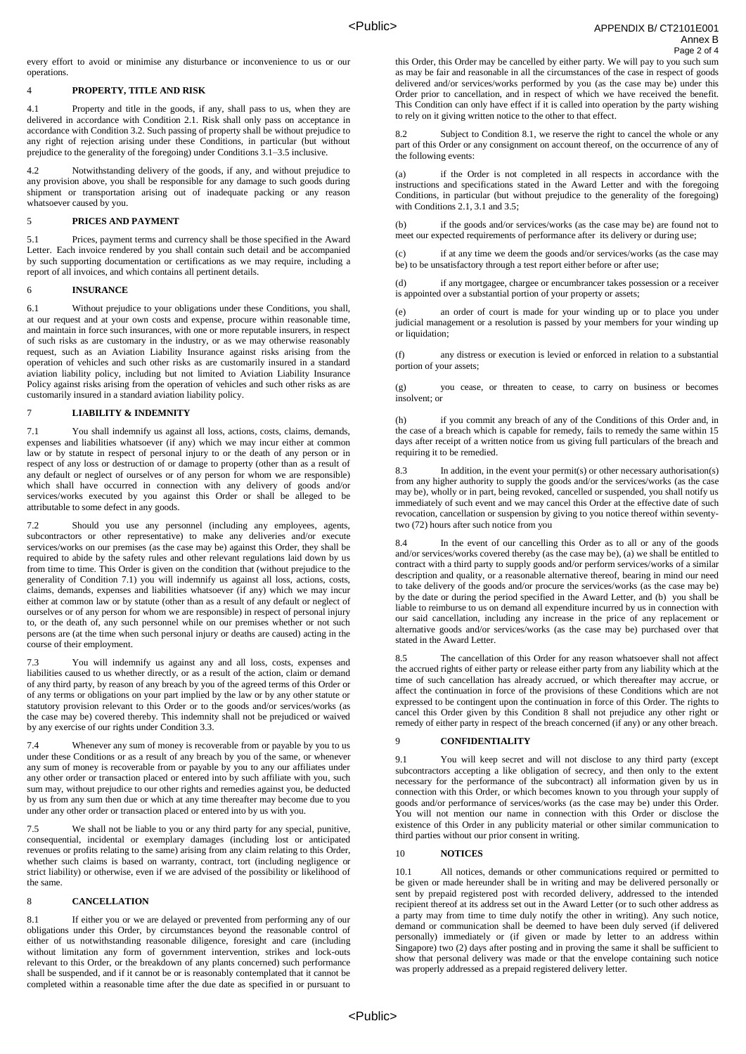every effort to avoid or minimise any disturbance or inconvenience to us or our operations.

## 4 PROPERTY, TITLE AND RISK

4.1 Property and title in the goods, if any, shall pass to us, when they are delivered in accordance with Condition 2.1. Risk shall only pass on acceptance in accordance with Condition 3.2. Such passing of property shall be without prejudice to any right of rejection arising under these Conditions, in particular (but without prejudice to the generality of the foregoing) under Conditions 3.1–3.5 inclusive.

4.2 Notwithstanding delivery of the goods, if any, and without prejudice to any provision above, you shall be responsible for any damage to such goods during shipment or transportation arising out of inadequate packing or any reason whatsoever caused by you.

## 5 PRICES AND PAYMENT

5.1 Prices, payment terms and currency shall be those specified in the Award Letter. Each invoice rendered by you shall contain such detail and be accompanied by such supporting documentation or certifications as we may require, including a report of all invoices, and which contains all pertinent details.

## 6 INSURANCE

6.1 Without prejudice to your obligations under these Conditions, you shall, at our request and at your own costs and expense, procure within reasonable time, and maintain in force such insurances, with one or more reputable insurers, in respect of such risks as are customary in the industry, or as we may otherwise reasonably request, such as an Aviation Liability Insurance against risks arising from the operation of vehicles and such other risks as are customarily insured in a standard aviation liability policy, including but not limited to Aviation Liability Insurance Policy against risks arising from the operation of vehicles and such other risks as are customarily insured in a standard aviation liability policy.

## 7 LIABILITY & INDEMNITY

7.1 You shall indemnify us against all loss, actions, costs, claims, demands, expenses and liabilities whatsoever (if any) which we may incur either at common law or by statute in respect of personal injury to or the death of any person or in respect of any loss or destruction of or damage to property (other than as a result of any default or neglect of ourselves or of any person for whom we are responsible) which shall have occurred in connection with any delivery of goods and/or services/works executed by you against this Order or shall be alleged to be attributable to some defect in any goods.

7.2 Should you use any personnel (including any employees, agents, subcontractors or other representative) to make any deliveries and/or execute services/works on our premises (as the case may be) against this Order, they shall be required to abide by the safety rules and other relevant regulations laid down by us from time to time. This Order is given on the condition that (without prejudice to the generality of Condition 7.1) you will indemnify us against all loss, actions, costs, claims, demands, expenses and liabilities whatsoever (if any) which we may incur either at common law or by statute (other than as a result of any default or neglect of ourselves or of any person for whom we are responsible) in respect of personal injury to, or the death of, any such personnel while on our premises whether or not such persons are (at the time when such personal injury or deaths are caused) acting in the course of their employment.

7.3 You will indemnify us against any and all loss, costs, expenses and liabilities caused to us whether directly, or as a result of the action, claim or demand of any third party, by reason of any breach by you of the agreed terms of this Order or of any terms or obligations on your part implied by the law or by any other statute or statutory provision relevant to this Order or to the goods and/or services/works (as the case may be) covered thereby. This indemnity shall not be prejudiced or waived by any exercise of our rights under Condition 3.3.

7.4 Whenever any sum of money is recoverable from or payable by you to us under these Conditions or as a result of any breach by you of the same, or whenever any sum of money is recoverable from or payable by you to any our affiliates under any other order or transaction placed or entered into by such affiliate with you, such sum may, without prejudice to our other rights and remedies against you, be deducted by us from any sum then due or which at any time thereafter may become due to you under any other order or transaction placed or entered into by us with you.

7.5 We shall not be liable to you or any third party for any special, punitive, consequential, incidental or exemplary damages (including lost or anticipated revenues or profits relating to the same) arising from any claim relating to this Order, whether such claims is based on warranty, contract, tort (including negligence or strict liability) or otherwise, even if we are advised of the possibility or likelihood of the same.

## 8 CANCELLATION

8.1 If either you or we are delayed or prevented from performing any of our obligations under this Order, by circumstances beyond the reasonable control of either of us notwithstanding reasonable diligence, foresight and care (including without limitation any form of government intervention, strikes and lock-outs relevant to this Order, or the breakdown of any plants concerned) such performance shall be suspended, and if it cannot be or is reasonably contemplated that it cannot be completed within a reasonable time after the due date as specified in or pursuant to this Order, this Order may be cancelled by either party. We will pay to you such sum as may be fair and reasonable in all the circumstances of the case in respect of goods delivered and/or services/works performed by you (as the case may be) under this Order prior to cancellation, and in respect of which we have received the benefit. This Condition can only have effect if it is called into operation by the party wishing to rely on it giving written notice to the other to that effect.

8.2 Subject to Condition 8.1, we reserve the right to cancel the whole or any part of this Order or any consignment on account thereof, on the occurrence of any of the following events:

(a) if the Order is not completed in all respects in accordance with the instructions and specifications stated in the Award Letter and with the foregoing Conditions, in particular (but without prejudice to the generality of the foregoing) with Conditions 2.1, 3.1 and 3.5;

(b) if the goods and/or services/works (as the case may be) are found not to meet our expected requirements of performance after its delivery or during use;

(c) if at any time we deem the goods and/or services/works (as the case may be) to be unsatisfactory through a test report either before or after use;

(d) if any mortgagee, chargee or encumbrancer takes possession or a receiver is appointed over a substantial portion of your property or assets;

(e) an order of court is made for your winding up or to place you under judicial management or a resolution is passed by your members for your winding up or liquidation;

(f) any distress or execution is levied or enforced in relation to a substantial portion of your assets;

(g) you cease, or threaten to cease, to carry on business or becomes insolvent; or

(h) if you commit any breach of any of the Conditions of this Order and, in the case of a breach which is capable for remedy, fails to remedy the same within 15 days after receipt of a written notice from us giving full particulars of the breach and requiring it to be remedied.

8.3 In addition, in the event your permit(s) or other necessary authorisation(s) from any higher authority to supply the goods and/or the services/works (as the case may be), wholly or in part, being revoked, cancelled or suspended, you shall notify us immediately of such event and we may cancel this Order at the effective date of such revocation, cancellation or suspension by giving to you notice thereof within seventy-two (72) hours after such notice from you

8.4 In the event of our cancelling this Order as to all or any of the goods and/or services/works covered thereby (as the case may be), (a) we shall be entitled to contract with a third party to supply goods and/or perform services/works of a similar description and quality, or a reasonable alternative thereof, bearing in mind our need to take delivery of the goods and/or procure the services/works (as the case may be) by the date or during the period specified in the Award Letter, and (b) you shall be liable to reimburse to us on demand all expenditure incurred by us in connection with our said cancellation, including any increase in the price of any replacement or alternative goods and/or services/works (as the case may be) purchased over that stated in the Award Letter.

8.5 The cancellation of this Order for any reason whatsoever shall not affect the accrued rights of either party or release either party from any liability which at the time of such cancellation has already accrued, or which thereafter may accrue, or affect the continuation in force of the provisions of these Conditions which are not expressed to be contingent upon the continuation in force of this Order. The rights to cancel this Order given by this Condition 8 shall not prejudice any other right or remedy of either party in respect of the breach concerned (if any) or any other breach.

## 9 CONFIDENTIALITY

9.1 You will keep secret and will not disclose to any third party (except subcontractors accepting a like obligation of secrecy, and then only to the extent necessary for the performance of the subcontract) all information given by us in connection with this Order, or which becomes known to you through your supply of goods and/or performance of services/works (as the case may be) under this Order. You will not mention our name in connection with this Order or disclose the existence of this Order in any publicity material or other similar communication to third parties without our prior consent in writing.

## 10 NOTICES

10.1 All notices, demands or other communications required or permitted to be given or made hereunder shall be in writing and may be delivered personally or sent by prepaid registered post with recorded delivery, addressed to the intended recipient thereof at its address set out in the Award Letter (or to such other address as a party may from time to time duly notify the other in writing). Any such notice, demand or communication shall be deemed to have been duly served (if delivered personally) immediately or (if given or made by letter to an address within Singapore) two (2) days after posting and in proving the same it shall be sufficient to show that personal delivery was made or that the envelope containing such notice was properly addressed as a prepaid registered delivery letter.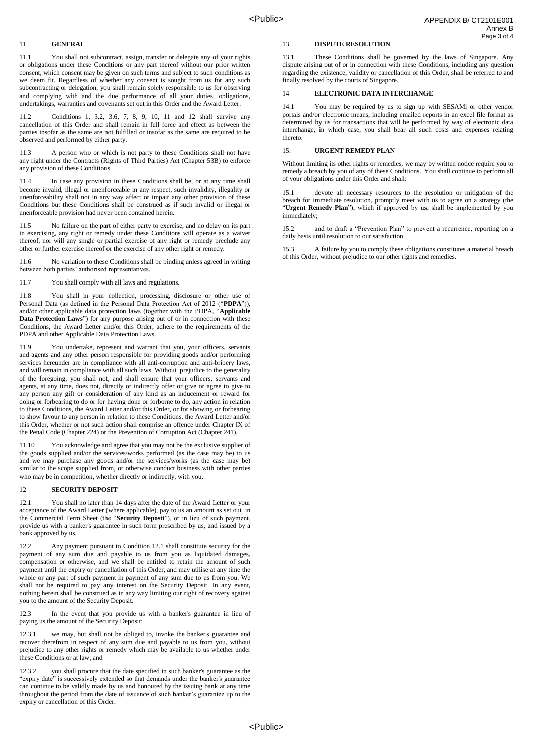## 11 GENERAL

11.1 You shall not subcontract, assign, transfer or delegate any of your rights or obligations under these Conditions or any part thereof without our prior written consent, which consent may be given on such terms and subject to such conditions as we deem fit. Regardless of whether any consent is sought from us for any such subcontracting or delegation, you shall remain solely responsible to us for observing and complying with and the due performance of all your duties, obligations, undertakings, warranties and covenants set out in this Order and the Award Letter.

11.2 Conditions 1, 3.2, 3.6, 7, 8, 9, 10, 11 and 12 shall survive any cancellation of this Order and shall remain in full force and effect as between the parties insofar as the same are not fulfilled or insofar as the same are required to be observed and performed by either party.

11.3 A person who or which is not party to these Conditions shall not have any right under the Contracts (Rights of Third Parties) Act (Chapter 53B) to enforce any provision of these Conditions.

11.4 In case any provision in these Conditions shall be, or at any time shall become invalid, illegal or unenforceable in any respect, such invalidity, illegality or unenforceability shall not in any way affect or impair any other provision of these Conditions but these Conditions shall be construed as if such invalid or illegal or unenforceable provision had never been contained herein.

11.5 No failure on the part of either party to exercise, and no delay on its part in exercising, any right or remedy under these Conditions will operate as a waiver thereof, nor will any single or partial exercise of any right or remedy preclude any other or further exercise thereof or the exercise of any other right or remedy.

11.6 No variation to these Conditions shall be binding unless agreed in writing between both parties' authorised representatives.

11.7 You shall comply with all laws and regulations.

11.8 You shall in your collection, processing, disclosure or other use of Personal Data (as defined in the Personal Data Protection Act of 2012 ("**PDPA**")), and/or other applicable data protection laws (together with the PDPA, "**Applicable Data Protection Laws**") for any purpose arising out of or in connection with these Conditions, the Award Letter and/or this Order, adhere to the requirements of the PDPA and other Applicable Data Protection Laws.

11.9 You undertake, represent and warrant that you, your officers, servants and agents and any other person responsible for providing goods and/or performing services hereunder are in compliance with all anti-corruption and anti-bribery laws, and will remain in compliance with all such laws. Without prejudice to the generality of the foregoing, you shall not, and shall ensure that your officers, servants and agents, at any time, does not, directly or indirectly offer or give or agree to give to any person any gift or consideration of any kind as an inducement or reward for doing or forbearing to do or for having done or forborne to do, any action in relation to these Conditions, the Award Letter and/or this Order, or for showing or forbearing to show favour to any person in relation to these Conditions, the Award Letter and/or this Order, whether or not such action shall comprise an offence under Chapter IX of the Penal Code (Chapter 224) or the Prevention of Corruption Act (Chapter 241).

11.10 You acknowledge and agree that you may not be the exclusive supplier of the goods supplied and/or the services/works performed (as the case may be) to us and we may purchase any goods and/or the services/works (as the case may be) similar to the scope supplied from, or otherwise conduct business with other parties who may be in competition, whether directly or indirectly, with you.

## 12 SECURITY DEPOSIT

12.1 You shall no later than 14 days after the date of the Award Letter or your acceptance of the Award Letter (where applicable), pay to us an amount as set out in the Commercial Term Sheet (the "**Security Deposit**"), or in lieu of such payment, provide us with a banker's guarantee in such form prescribed by us, and issued by a bank approved by us.

12.2 Any payment pursuant to Condition 12.1 shall constitute security for the payment of any sum due and payable to us from you as liquidated damages, compensation or otherwise, and we shall be entitled to retain the amount of such payment until the expiry or cancellation of this Order, and may utilise at any time the whole or any part of such payment in payment of any sum due to us from you. We shall not be required to pay any interest on the Security Deposit. In any event, nothing herein shall be construed as in any way limiting our right of recovery against you to the amount of the Security Deposit.

12.3 In the event that you provide us with a banker's guarantee in lieu of paying us the amount of the Security Deposit:

12.3.1 we may, but shall not be obliged to, invoke the banker's guarantee and recover therefrom in respect of any sum due and payable to us from you, without prejudice to any other rights or remedy which may be available to us whether under these Conditions or at law; and

12.3.2 you shall procure that the date specified in such banker's guarantee as the "expiry date" is successively extended so that demands under the banker's guarantee can continue to be validly made by us and honoured by the issuing bank at any time throughout the period from the date of issuance of such banker's guarantee up to the expiry or cancellation of this Order.

## 13 DISPUTE RESOLUTION

13.1 These Conditions shall be governed by the laws of Singapore. Any dispute arising out of or in connection with these Conditions, including any question regarding the existence, validity or cancellation of this Order, shall be referred to and finally resolved by the courts of Singapore.

## 14 ELECTRONIC DATA INTERCHANGE

14.1 You may be required by us to sign up with SESAMi or other vendor portals and/or electronic means, including emailed reports in an excel file format as determined by us for transactions that will be performed by way of electronic data interchange, in which case, you shall bear all such costs and expenses relating thereto.

## 15. URGENT REMEDY PLAN

Without limiting its other rights or remedies, we may by written notice require you to remedy a breach by you of any of these Conditions. You shall continue to perform all of your obligations under this Order and shall:

15.1 devote all necessary resources to the resolution or mitigation of the breach for immediate resolution, promptly meet with us to agree on a strategy (the "**Urgent Remedy Plan**"), which if approved by us, shall be implemented by you immediately;

15.2 and to draft a "Prevention Plan" to prevent a recurrence, reporting on a daily basis until resolution to our satisfaction.

15.3 A failure by you to comply these obligations constitutes a material breach of this Order, without prejudice to our other rights and remedies.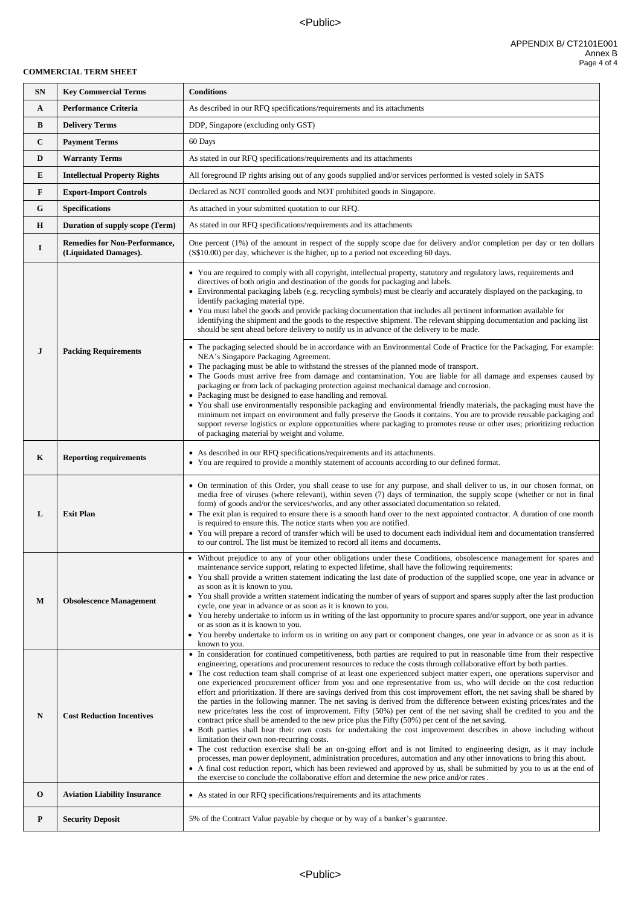**COMMERCIAL TERM SHEET**

| SN | Key Commercial Terms | Conditions |
|---|---|---|
| A | Performance Criteria | As described in our RFQ specifications/requirements and its attachments |
| B | Delivery Terms | DDP, Singapore (excluding only GST) |
| C | Payment Terms | 60 Days |
| D | Warranty Terms | As stated in our RFQ specifications/requirements and its attachments |
| E | Intellectual Property Rights | All foreground IP rights arising out of any goods supplied and/or services performed is vested solely in SATS |
| F | Export-Import Controls | Declared as NOT controlled goods and NOT prohibited goods in Singapore. |
| G | Specifications | As attached in your submitted quotation to our RFQ. |
| H | Duration of supply scope (Term) | As stated in our RFQ specifications/requirements and its attachments |
| I | Remedies for Non-Performance, (Liquidated Damages). | One percent (1%) of the amount in respect of the supply scope due for delivery and/or completion per day or ten dollars (S$10.00) per day, whichever is the higher, up to a period not exceeding 60 days. |
| J | Packing Requirements | • You are required to comply with all copyright, intellectual property, statutory and regulatory laws, requirements and directives of both origin and destination of the goods for packaging and labels.<br>• Environmental packaging labels (e.g. recycling symbols) must be clearly and accurately displayed on the packaging, to identify packaging material type.<br>• You must label the goods and provide packing documentation that includes all pertinent information available for identifying the shipment and the goods to the respective shipment. The relevant shipping documentation and packing list should be sent ahead before delivery to notify us in advance of the delivery to be made.<br>• The packaging selected should be in accordance with an Environmental Code of Practice for the Packaging. For example: NEA's Singapore Packaging Agreement.<br>• The packaging must be able to withstand the stresses of the planned mode of transport.<br>• The Goods must arrive free from damage and contamination. You are liable for all damage and expenses caused by packaging or from lack of packaging protection against mechanical damage and corrosion.<br>• Packaging must be designed to ease handling and removal.<br>• You shall use environmentally responsible packaging and environmental friendly materials, the packaging must have the minimum net impact on environment and fully preserve the Goods it contains. You are to provide reusable packaging and support reverse logistics or explore opportunities where packaging to promotes reuse or other uses; prioritizing reduction of packaging material by weight and volume. |
| K | Reporting requirements | • As described in our RFQ specifications/requirements and its attachments.<br>• You are required to provide a monthly statement of accounts according to our defined format. |
| L | Exit Plan | • On termination of this Order, you shall cease to use for any purpose, and shall deliver to us, in our chosen format, on media free of viruses (where relevant), within seven (7) days of termination, the supply scope (whether or not in final form) of goods and/or the services/works, and any other associated documentation so related.<br>• The exit plan is required to ensure there is a smooth hand over to the next appointed contractor. A duration of one month is required to ensure this. The notice starts when you are notified.<br>• You will prepare a record of transfer which will be used to document each individual item and documentation transferred to our control. The list must be itemized to record all items and documents. |
| M | Obsolescence Management | • Without prejudice to any of your other obligations under these Conditions, obsolescence management for spares and maintenance service support, relating to expected lifetime, shall have the following requirements:<br>• You shall provide a written statement indicating the last date of production of the supplied scope, one year in advance or as soon as it is known to you.<br>• You shall provide a written statement indicating the number of years of support and spares supply after the last production cycle, one year in advance or as soon as it is known to you.<br>• You hereby undertake to inform us in writing of the last opportunity to procure spares and/or support, one year in advance or as soon as it is known to you.<br>• You hereby undertake to inform us in writing on any part or component changes, one year in advance or as soon as it is known to you. |
| N | Cost Reduction Incentives | • In consideration for continued competitiveness, both parties are required to put in reasonable time from their respective engineering, operations and procurement resources to reduce the costs through collaborative effort by both parties.<br>• The cost reduction team shall comprise of at least one experienced subject matter expert, one operations supervisor and one experienced procurement officer from you and one representative from us, who will decide on the cost reduction effort and prioritization. If there are savings derived from this cost improvement effort, the net saving shall be shared by the parties in the following manner. The net saving is derived from the difference between existing prices/rates and the new price/rates less the cost of improvement. Fifty (50%) per cent of the net saving shall be credited to you and the contract price shall be amended to the new price plus the Fifty (50%) per cent of the net saving.<br>• Both parties shall bear their own costs for undertaking the cost improvement describes in above including without limitation their own non-recurring costs.<br>• The cost reduction exercise shall be an on-going effort and is not limited to engineering design, as it may include processes, man power deployment, administration procedures, automation and any other innovations to bring this about.<br>• A final cost reduction report, which has been reviewed and approved by us, shall be submitted by you to us at the end of the exercise to conclude the collaborative effort and determine the new price and/or rates . |
| O | Aviation Liability Insurance | • As stated in our RFQ specifications/requirements and its attachments |
| P | Security Deposit | 5% of the Contract Value payable by cheque or by way of a banker's guarantee. |